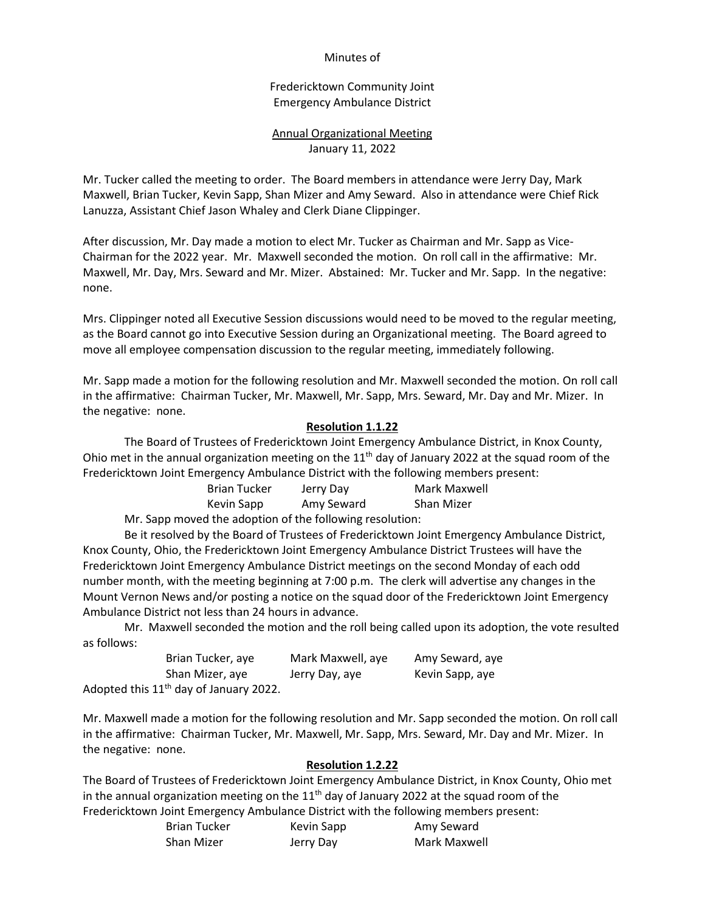Minutes of

Fredericktown Community Joint
Emergency Ambulance District

Annual Organizational Meeting
January 11, 2022

Mr. Tucker called the meeting to order. The Board members in attendance were Jerry Day, Mark Maxwell, Brian Tucker, Kevin Sapp, Shan Mizer and Amy Seward. Also in attendance were Chief Rick Lanuzza, Assistant Chief Jason Whaley and Clerk Diane Clippinger.

After discussion, Mr. Day made a motion to elect Mr. Tucker as Chairman and Mr. Sapp as Vice-Chairman for the 2022 year. Mr. Maxwell seconded the motion. On roll call in the affirmative: Mr. Maxwell, Mr. Day, Mrs. Seward and Mr. Mizer. Abstained: Mr. Tucker and Mr. Sapp. In the negative: none.

Mrs. Clippinger noted all Executive Session discussions would need to be moved to the regular meeting, as the Board cannot go into Executive Session during an Organizational meeting. The Board agreed to move all employee compensation discussion to the regular meeting, immediately following.

Mr. Sapp made a motion for the following resolution and Mr. Maxwell seconded the motion. On roll call in the affirmative: Chairman Tucker, Mr. Maxwell, Mr. Sapp, Mrs. Seward, Mr. Day and Mr. Mizer. In the negative: none.

**Resolution 1.1.22**

The Board of Trustees of Fredericktown Joint Emergency Ambulance District, in Knox County, Ohio met in the annual organization meeting on the 11th day of January 2022 at the squad room of the Fredericktown Joint Emergency Ambulance District with the following members present:

| | | |
|---|---|---|
| Brian Tucker | Jerry Day | Mark Maxwell |
| Kevin Sapp | Amy Seward | Shan Mizer |

Mr. Sapp moved the adoption of the following resolution:

Be it resolved by the Board of Trustees of Fredericktown Joint Emergency Ambulance District, Knox County, Ohio, the Fredericktown Joint Emergency Ambulance District Trustees will have the Fredericktown Joint Emergency Ambulance District meetings on the second Monday of each odd number month, with the meeting beginning at 7:00 p.m. The clerk will advertise any changes in the Mount Vernon News and/or posting a notice on the squad door of the Fredericktown Joint Emergency Ambulance District not less than 24 hours in advance.

Mr. Maxwell seconded the motion and the roll being called upon its adoption, the vote resulted as follows:

| | | |
|---|---|---|
| Brian Tucker, aye | Mark Maxwell, aye | Amy Seward, aye |
| Shan Mizer, aye | Jerry Day, aye | Kevin Sapp, aye |

Adopted this 11th day of January 2022.

Mr. Maxwell made a motion for the following resolution and Mr. Sapp seconded the motion. On roll call in the affirmative: Chairman Tucker, Mr. Maxwell, Mr. Sapp, Mrs. Seward, Mr. Day and Mr. Mizer. In the negative: none.

**Resolution 1.2.22**

The Board of Trustees of Fredericktown Joint Emergency Ambulance District, in Knox County, Ohio met in the annual organization meeting on the 11th day of January 2022 at the squad room of the Fredericktown Joint Emergency Ambulance District with the following members present:

| | | |
|---|---|---|
| Brian Tucker | Kevin Sapp | Amy Seward |
| Shan Mizer | Jerry Day | Mark Maxwell |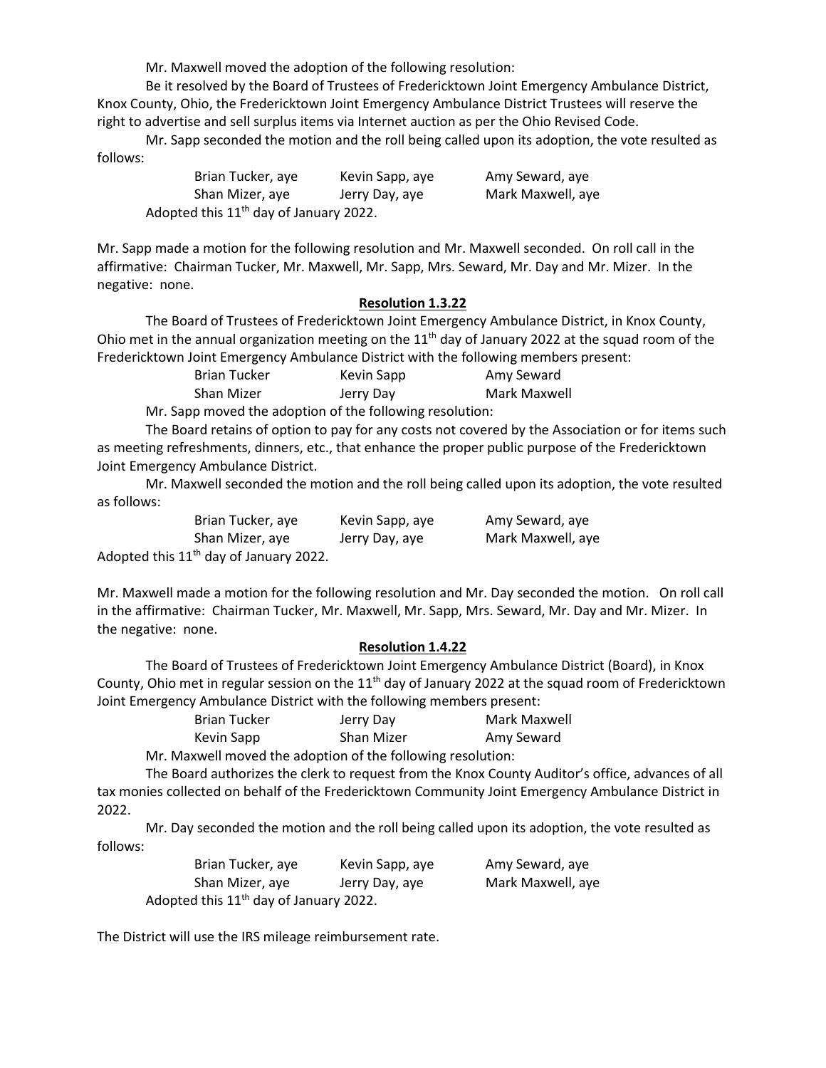Mr. Maxwell moved the adoption of the following resolution:

Be it resolved by the Board of Trustees of Fredericktown Joint Emergency Ambulance District, Knox County, Ohio, the Fredericktown Joint Emergency Ambulance District Trustees will reserve the right to advertise and sell surplus items via Internet auction as per the Ohio Revised Code.

Mr. Sapp seconded the motion and the roll being called upon its adoption, the vote resulted as follows:

| | | |
|---|---|---|
| Brian Tucker, aye | Kevin Sapp, aye | Amy Seward, aye |
| Shan Mizer, aye | Jerry Day, aye | Mark Maxwell, aye |

Adopted this 11th day of January 2022.

Mr. Sapp made a motion for the following resolution and Mr. Maxwell seconded. On roll call in the affirmative: Chairman Tucker, Mr. Maxwell, Mr. Sapp, Mrs. Seward, Mr. Day and Mr. Mizer. In the negative: none.

**Resolution 1.3.22**

The Board of Trustees of Fredericktown Joint Emergency Ambulance District, in Knox County, Ohio met in the annual organization meeting on the 11th day of January 2022 at the squad room of the Fredericktown Joint Emergency Ambulance District with the following members present:

| | | |
|---|---|---|
| Brian Tucker | Kevin Sapp | Amy Seward |
| Shan Mizer | Jerry Day | Mark Maxwell |

Mr. Sapp moved the adoption of the following resolution:

The Board retains of option to pay for any costs not covered by the Association or for items such as meeting refreshments, dinners, etc., that enhance the proper public purpose of the Fredericktown Joint Emergency Ambulance District.

Mr. Maxwell seconded the motion and the roll being called upon its adoption, the vote resulted as follows:

| | | |
|---|---|---|
| Brian Tucker, aye | Kevin Sapp, aye | Amy Seward, aye |
| Shan Mizer, aye | Jerry Day, aye | Mark Maxwell, aye |

Adopted this 11th day of January 2022.

Mr. Maxwell made a motion for the following resolution and Mr. Day seconded the motion. On roll call in the affirmative: Chairman Tucker, Mr. Maxwell, Mr. Sapp, Mrs. Seward, Mr. Day and Mr. Mizer. In the negative: none.

**Resolution 1.4.22**

The Board of Trustees of Fredericktown Joint Emergency Ambulance District (Board), in Knox County, Ohio met in regular session on the 11th day of January 2022 at the squad room of Fredericktown Joint Emergency Ambulance District with the following members present:

| | | |
|---|---|---|
| Brian Tucker | Jerry Day | Mark Maxwell |
| Kevin Sapp | Shan Mizer | Amy Seward |

Mr. Maxwell moved the adoption of the following resolution:

The Board authorizes the clerk to request from the Knox County Auditor's office, advances of all tax monies collected on behalf of the Fredericktown Community Joint Emergency Ambulance District in 2022.

Mr. Day seconded the motion and the roll being called upon its adoption, the vote resulted as follows:

| | | |
|---|---|---|
| Brian Tucker, aye | Kevin Sapp, aye | Amy Seward, aye |
| Shan Mizer, aye | Jerry Day, aye | Mark Maxwell, aye |

Adopted this 11th day of January 2022.

The District will use the IRS mileage reimbursement rate.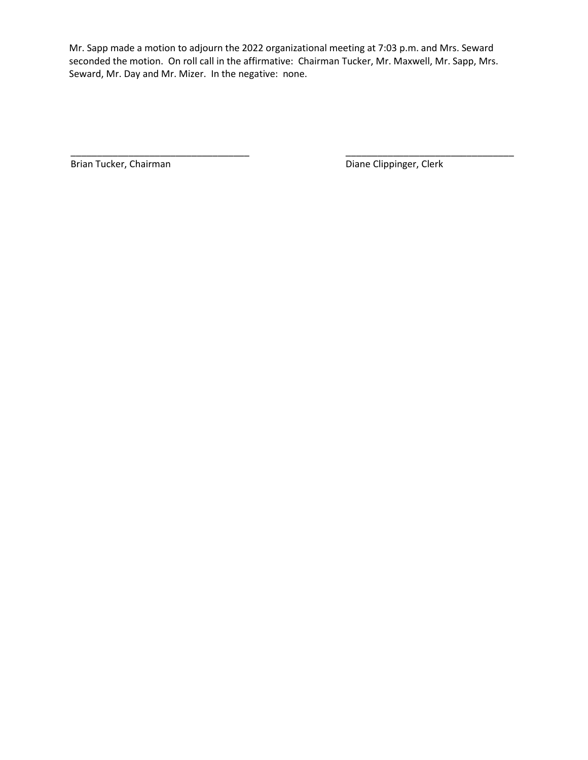Mr. Sapp made a motion to adjourn the 2022 organizational meeting at 7:03 p.m. and Mrs. Seward seconded the motion. On roll call in the affirmative: Chairman Tucker, Mr. Maxwell, Mr. Sapp, Mrs. Seward, Mr. Day and Mr. Mizer. In the negative: none.

| | |
|---|---|
| ___________________________________ | _________________________________ |
| Brian Tucker, Chairman | Diane Clippinger, Clerk |